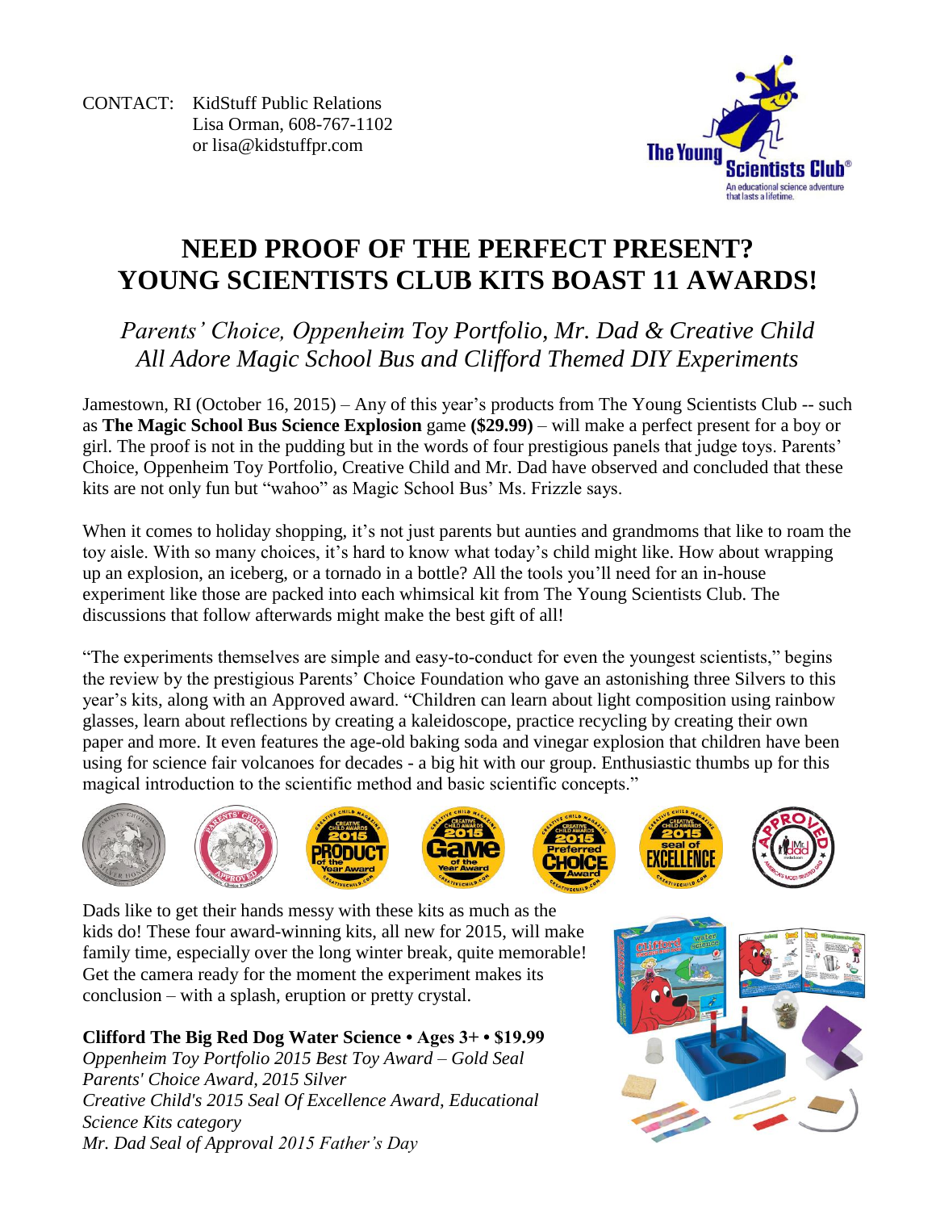CONTACT: KidStuff Public Relations
Lisa Orman, 608-767-1102
or lisa@kidstuffpr.com

# NEED PROOF OF THE PERFECT PRESENT? YOUNG SCIENTISTS CLUB KITS BOAST 11 AWARDS!

*Parents' Choice, Oppenheim Toy Portfolio, Mr. Dad & Creative Child All Adore Magic School Bus and Clifford Themed DIY Experiments*

Jamestown, RI (October 16, 2015) – Any of this year's products from The Young Scientists Club -- such as **The Magic School Bus Science Explosion** game **($29.99)** – will make a perfect present for a boy or girl. The proof is not in the pudding but in the words of four prestigious panels that judge toys. Parents' Choice, Oppenheim Toy Portfolio, Creative Child and Mr. Dad have observed and concluded that these kits are not only fun but "wahoo" as Magic School Bus' Ms. Frizzle says.

When it comes to holiday shopping, it's not just parents but aunties and grandmoms that like to roam the toy aisle. With so many choices, it's hard to know what today's child might like. How about wrapping up an explosion, an iceberg, or a tornado in a bottle? All the tools you'll need for an in-house experiment like those are packed into each whimsical kit from The Young Scientists Club. The discussions that follow afterwards might make the best gift of all!

"The experiments themselves are simple and easy-to-conduct for even the youngest scientists," begins the review by the prestigious Parents' Choice Foundation who gave an astonishing three Silvers to this year's kits, along with an Approved award. "Children can learn about light composition using rainbow glasses, learn about reflections by creating a kaleidoscope, practice recycling by creating their own paper and more. It even features the age-old baking soda and vinegar explosion that children have been using for science fair volcanoes for decades - a big hit with our group. Enthusiastic thumbs up for this magical introduction to the scientific method and basic scientific concepts."

Dads like to get their hands messy with these kits as much as the kids do! These four award-winning kits, all new for 2015, will make family time, especially over the long winter break, quite memorable! Get the camera ready for the moment the experiment makes its conclusion – with a splash, eruption or pretty crystal.

**Clifford The Big Red Dog Water Science • Ages 3+ • $19.99**
*Oppenheim Toy Portfolio 2015 Best Toy Award – Gold Seal*
*Parents' Choice Award, 2015 Silver*
*Creative Child's 2015 Seal Of Excellence Award, Educational Science Kits category*
*Mr. Dad Seal of Approval 2015 Father's Day*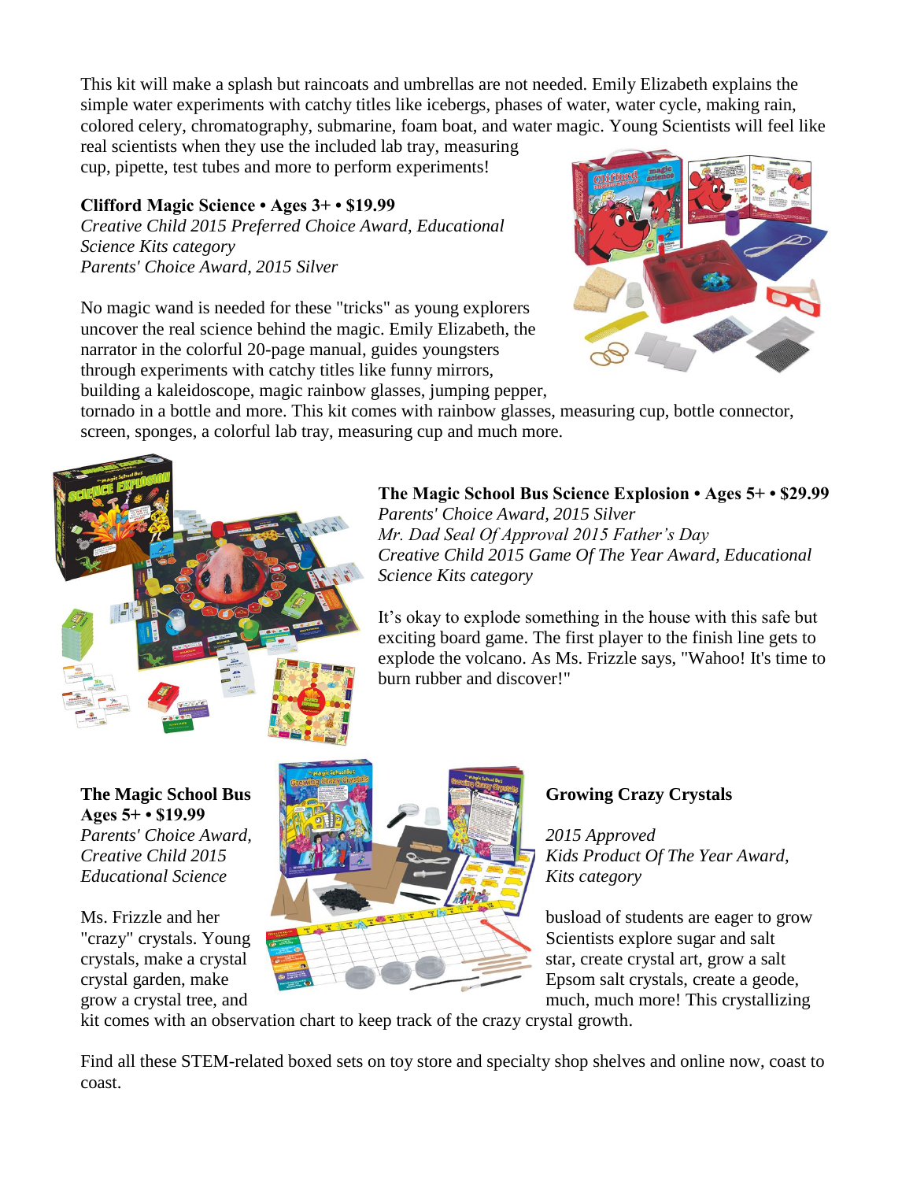This kit will make a splash but raincoats and umbrellas are not needed. Emily Elizabeth explains the simple water experiments with catchy titles like icebergs, phases of water, water cycle, making rain, colored celery, chromatography, submarine, foam boat, and water magic. Young Scientists will feel like real scientists when they use the included lab tray, measuring cup, pipette, test tubes and more to perform experiments!

**Clifford Magic Science • Ages 3+ • $19.99**
*Creative Child 2015 Preferred Choice Award, Educational Science Kits category*
*Parents' Choice Award, 2015 Silver*

No magic wand is needed for these "tricks" as young explorers uncover the real science behind the magic. Emily Elizabeth, the narrator in the colorful 20-page manual, guides youngsters through experiments with catchy titles like funny mirrors, building a kaleidoscope, magic rainbow glasses, jumping pepper, tornado in a bottle and more. This kit comes with rainbow glasses, measuring cup, bottle connector, screen, sponges, a colorful lab tray, measuring cup and much more.

**The Magic School Bus Science Explosion • Ages 5+ • $29.99**
*Parents' Choice Award, 2015 Silver*
*Mr. Dad Seal Of Approval 2015 Father's Day*
*Creative Child 2015 Game Of The Year Award, Educational Science Kits category*

It's okay to explode something in the house with this safe but exciting board game. The first player to the finish line gets to explode the volcano. As Ms. Frizzle says, "Wahoo! It's time to burn rubber and discover!"

**The Magic School Bus Growing Crazy Crystals**
**Ages 5+ • $19.99**
*Parents' Choice Award, 2015 Approved*
*Creative Child 2015 Kids Product Of The Year Award, Educational Science Kits category*

Ms. Frizzle and her busload of students are eager to grow "crazy" crystals. Young Scientists explore sugar and salt crystals, make a crystal star, create crystal art, grow a salt crystal garden, make Epsom salt crystals, create a geode, grow a crystal tree, and much, much more! This crystallizing kit comes with an observation chart to keep track of the crazy crystal growth.

Find all these STEM-related boxed sets on toy store and specialty shop shelves and online now, coast to coast.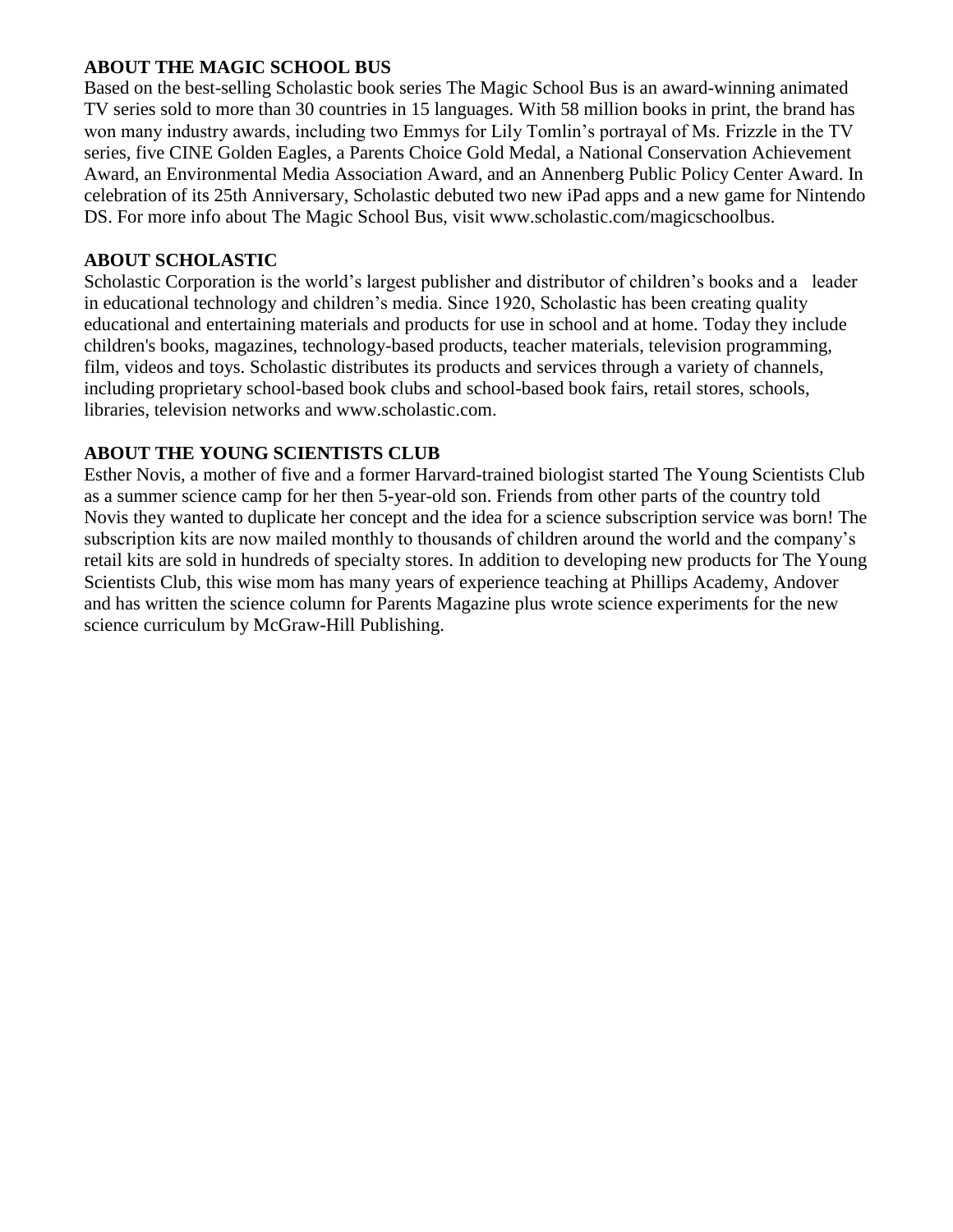**ABOUT THE MAGIC SCHOOL BUS**

Based on the best-selling Scholastic book series The Magic School Bus is an award-winning animated TV series sold to more than 30 countries in 15 languages. With 58 million books in print, the brand has won many industry awards, including two Emmys for Lily Tomlin's portrayal of Ms. Frizzle in the TV series, five CINE Golden Eagles, a Parents Choice Gold Medal, a National Conservation Achievement Award, an Environmental Media Association Award, and an Annenberg Public Policy Center Award. In celebration of its 25th Anniversary, Scholastic debuted two new iPad apps and a new game for Nintendo DS. For more info about The Magic School Bus, visit www.scholastic.com/magicschoolbus.

**ABOUT SCHOLASTIC**

Scholastic Corporation is the world's largest publisher and distributor of children's books and a leader in educational technology and children's media. Since 1920, Scholastic has been creating quality educational and entertaining materials and products for use in school and at home. Today they include children's books, magazines, technology-based products, teacher materials, television programming, film, videos and toys. Scholastic distributes its products and services through a variety of channels, including proprietary school-based book clubs and school-based book fairs, retail stores, schools, libraries, television networks and www.scholastic.com.

**ABOUT THE YOUNG SCIENTISTS CLUB**

Esther Novis, a mother of five and a former Harvard-trained biologist started The Young Scientists Club as a summer science camp for her then 5-year-old son. Friends from other parts of the country told Novis they wanted to duplicate her concept and the idea for a science subscription service was born! The subscription kits are now mailed monthly to thousands of children around the world and the company's retail kits are sold in hundreds of specialty stores. In addition to developing new products for The Young Scientists Club, this wise mom has many years of experience teaching at Phillips Academy, Andover and has written the science column for Parents Magazine plus wrote science experiments for the new science curriculum by McGraw-Hill Publishing.